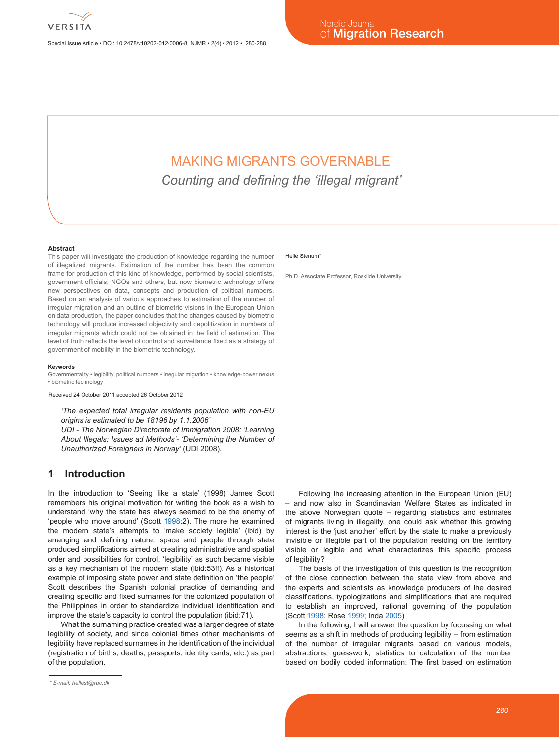# MAKING MIGRANTS GOVERNABLE

## *Counting and defining the 'illegal migrant'*

Helle Stenum*

Ph.D. Associate Professor, Roskilde University.

### Abstract

This paper will investigate the production of knowledge regarding the number of illegalized migrants. Estimation of the number has been the common frame for production of this kind of knowledge, performed by social scientists, government officials, NGOs and others, but now biometric technology offers new perspectives on data, concepts and production of political numbers. Based on an analysis of various approaches to estimation of the number of irregular migration and an outline of biometric visions in the European Union on data production, the paper concludes that the changes caused by biometric technology will produce increased objectivity and depolitization in numbers of irregular migrants which could not be obtained in the field of estimation. The level of truth reflects the level of control and surveillance fixed as a strategy of government of mobility in the biometric technology.

### Keywords

Governmentality • legibility, political numbers • irregular migration • knowledge-power nexus • biometric technology

Received 24 October 2011 accepted 26 October 2012

> *'The expected total irregular residents population with non-EU origins is estimated to be 18196 by 1.1.2006'*
> *UDI - The Norwegian Directorate of Immigration 2008: 'Learning About Illegals: Issues ad Methods'- 'Determining the Number of Unauthorized Foreigners in Norway'* (UDI 2008).

## 1 Introduction

In the introduction to 'Seeing like a state' (1998) James Scott remembers his original motivation for writing the book as a wish to understand 'why the state has always seemed to be the enemy of 'people who move around' (Scott 1998:2). The more he examined the modern state's attempts to 'make society legible' (ibid) by arranging and defining nature, space and people through state produced simplifications aimed at creating administrative and spatial order and possibilities for control, 'legibility' as such became visible as a key mechanism of the modern state (ibid:53ff). As a historical example of imposing state power and state definition on 'the people' Scott describes the Spanish colonial practice of demanding and creating specific and fixed surnames for the colonized population of the Philippines in order to standardize individual identification and improve the state's capacity to control the population (ibid:71).

What the surnaming practice created was a larger degree of state legibility of society, and since colonial times other mechanisms of legibility have replaced surnames in the identification of the individual (registration of births, deaths, passports, identity cards, etc.) as part of the population.

Following the increasing attention in the European Union (EU) – and now also in Scandinavian Welfare States as indicated in the above Norwegian quote – regarding statistics and estimates of migrants living in illegality, one could ask whether this growing interest is the 'just another' effort by the state to make a previously invisible or illegible part of the population residing on the territory visible or legible and what characterizes this specific process of legibility?

The basis of the investigation of this question is the recognition of the close connection between the state view from above and the experts and scientists as knowledge producers of the desired classifications, typologizations and simplifications that are required to establish an improved, rational governing of the population (Scott 1998; Rose 1999; Inda 2005)

In the following, I will answer the question by focussing on what seems as a shift in methods of producing legibility – from estimation of the number of irregular migrants based on various models, abstractions, guesswork, statistics to calculation of the number based on bodily coded information: The first based on estimation

\* E-mail: hellest@ruc.dk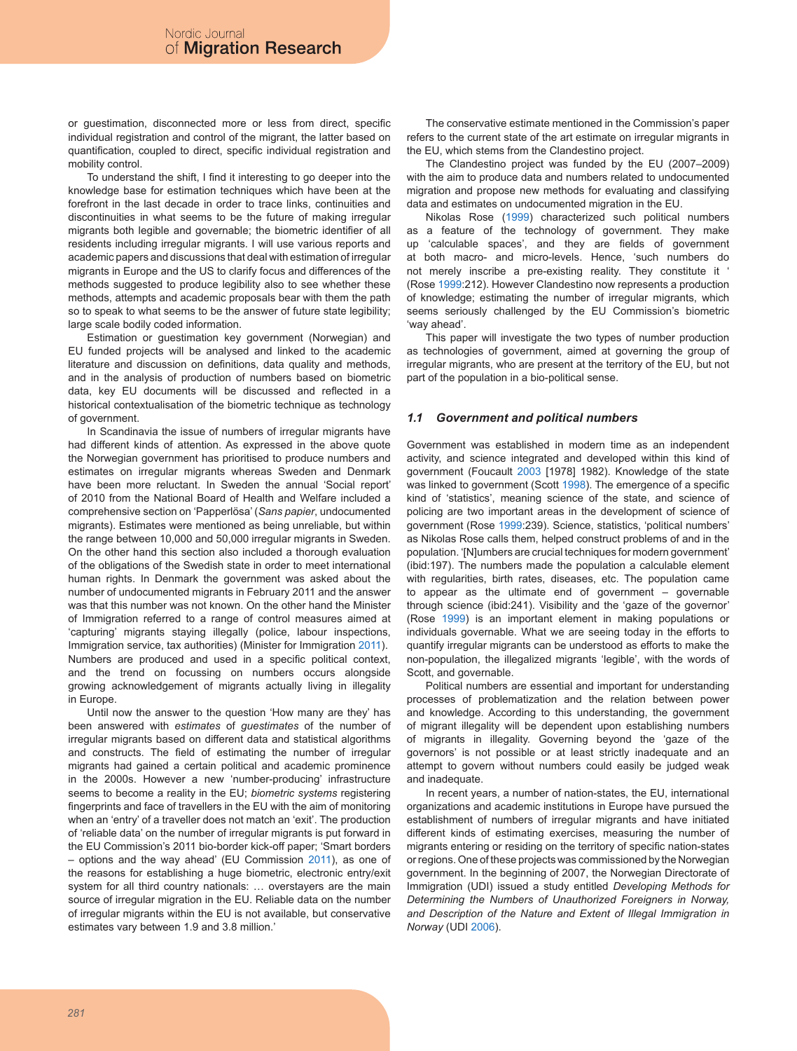or guestimation, disconnected more or less from direct, specific individual registration and control of the migrant, the latter based on quantification, coupled to direct, specific individual registration and mobility control.

To understand the shift, I find it interesting to go deeper into the knowledge base for estimation techniques which have been at the forefront in the last decade in order to trace links, continuities and discontinuities in what seems to be the future of making irregular migrants both legible and governable; the biometric identifier of all residents including irregular migrants. I will use various reports and academic papers and discussions that deal with estimation of irregular migrants in Europe and the US to clarify focus and differences of the methods suggested to produce legibility also to see whether these methods, attempts and academic proposals bear with them the path so to speak to what seems to be the answer of future state legibility; large scale bodily coded information.

Estimation or guestimation key government (Norwegian) and EU funded projects will be analysed and linked to the academic literature and discussion on definitions, data quality and methods, and in the analysis of production of numbers based on biometric data, key EU documents will be discussed and reflected in a historical contextualisation of the biometric technique as technology of government.

In Scandinavia the issue of numbers of irregular migrants have had different kinds of attention. As expressed in the above quote the Norwegian government has prioritised to produce numbers and estimates on irregular migrants whereas Sweden and Denmark have been more reluctant. In Sweden the annual 'Social report' of 2010 from the National Board of Health and Welfare included a comprehensive section on 'Papperlösa' (*Sans papier*, undocumented migrants). Estimates were mentioned as being unreliable, but within the range between 10,000 and 50,000 irregular migrants in Sweden. On the other hand this section also included a thorough evaluation of the obligations of the Swedish state in order to meet international human rights. In Denmark the government was asked about the number of undocumented migrants in February 2011 and the answer was that this number was not known. On the other hand the Minister of Immigration referred to a range of control measures aimed at 'capturing' migrants staying illegally (police, labour inspections, Immigration service, tax authorities) (Minister for Immigration 2011). Numbers are produced and used in a specific political context, and the trend on focussing on numbers occurs alongside growing acknowledgement of migrants actually living in illegality in Europe.

Until now the answer to the question 'How many are they' has been answered with *estimates* of *guestimates* of the number of irregular migrants based on different data and statistical algorithms and constructs. The field of estimating the number of irregular migrants had gained a certain political and academic prominence in the 2000s. However a new 'number-producing' infrastructure seems to become a reality in the EU; *biometric systems* registering fingerprints and face of travellers in the EU with the aim of monitoring when an 'entry' of a traveller does not match an 'exit'. The production of 'reliable data' on the number of irregular migrants is put forward in the EU Commission's 2011 bio-border kick-off paper; 'Smart borders – options and the way ahead' (EU Commission 2011), as one of the reasons for establishing a huge biometric, electronic entry/exit system for all third country nationals: … overstayers are the main source of irregular migration in the EU. Reliable data on the number of irregular migrants within the EU is not available, but conservative estimates vary between 1.9 and 3.8 million.'

The conservative estimate mentioned in the Commission's paper refers to the current state of the art estimate on irregular migrants in the EU, which stems from the Clandestino project.

The Clandestino project was funded by the EU (2007–2009) with the aim to produce data and numbers related to undocumented migration and propose new methods for evaluating and classifying data and estimates on undocumented migration in the EU.

Nikolas Rose (1999) characterized such political numbers as a feature of the technology of government. They make up 'calculable spaces', and they are fields of government at both macro- and micro-levels. Hence, 'such numbers do not merely inscribe a pre-existing reality. They constitute it ' (Rose 1999:212). However Clandestino now represents a production of knowledge; estimating the number of irregular migrants, which seems seriously challenged by the EU Commission's biometric 'way ahead'.

This paper will investigate the two types of number production as technologies of government, aimed at governing the group of irregular migrants, who are present at the territory of the EU, but not part of the population in a bio-political sense.

### *1.1 Government and political numbers*

Government was established in modern time as an independent activity, and science integrated and developed within this kind of government (Foucault 2003 [1978] 1982). Knowledge of the state was linked to government (Scott 1998). The emergence of a specific kind of 'statistics', meaning science of the state, and science of policing are two important areas in the development of science of government (Rose 1999:239). Science, statistics, 'political numbers' as Nikolas Rose calls them, helped construct problems of and in the population. '[N]umbers are crucial techniques for modern government' (ibid:197). The numbers made the population a calculable element with regularities, birth rates, diseases, etc. The population came to appear as the ultimate end of government – governable through science (ibid:241). Visibility and the 'gaze of the governor' (Rose 1999) is an important element in making populations or individuals governable. What we are seeing today in the efforts to quantify irregular migrants can be understood as efforts to make the non-population, the illegalized migrants 'legible', with the words of Scott, and governable.

Political numbers are essential and important for understanding processes of problematization and the relation between power and knowledge. According to this understanding, the government of migrant illegality will be dependent upon establishing numbers of migrants in illegality. Governing beyond the 'gaze of the governors' is not possible or at least strictly inadequate and an attempt to govern without numbers could easily be judged weak and inadequate.

In recent years, a number of nation-states, the EU, international organizations and academic institutions in Europe have pursued the establishment of numbers of irregular migrants and have initiated different kinds of estimating exercises, measuring the number of migrants entering or residing on the territory of specific nation-states or regions. One of these projects was commissioned by the Norwegian government. In the beginning of 2007, the Norwegian Directorate of Immigration (UDI) issued a study entitled *Developing Methods for Determining the Numbers of Unauthorized Foreigners in Norway, and Description of the Nature and Extent of Illegal Immigration in Norway* (UDI 2006).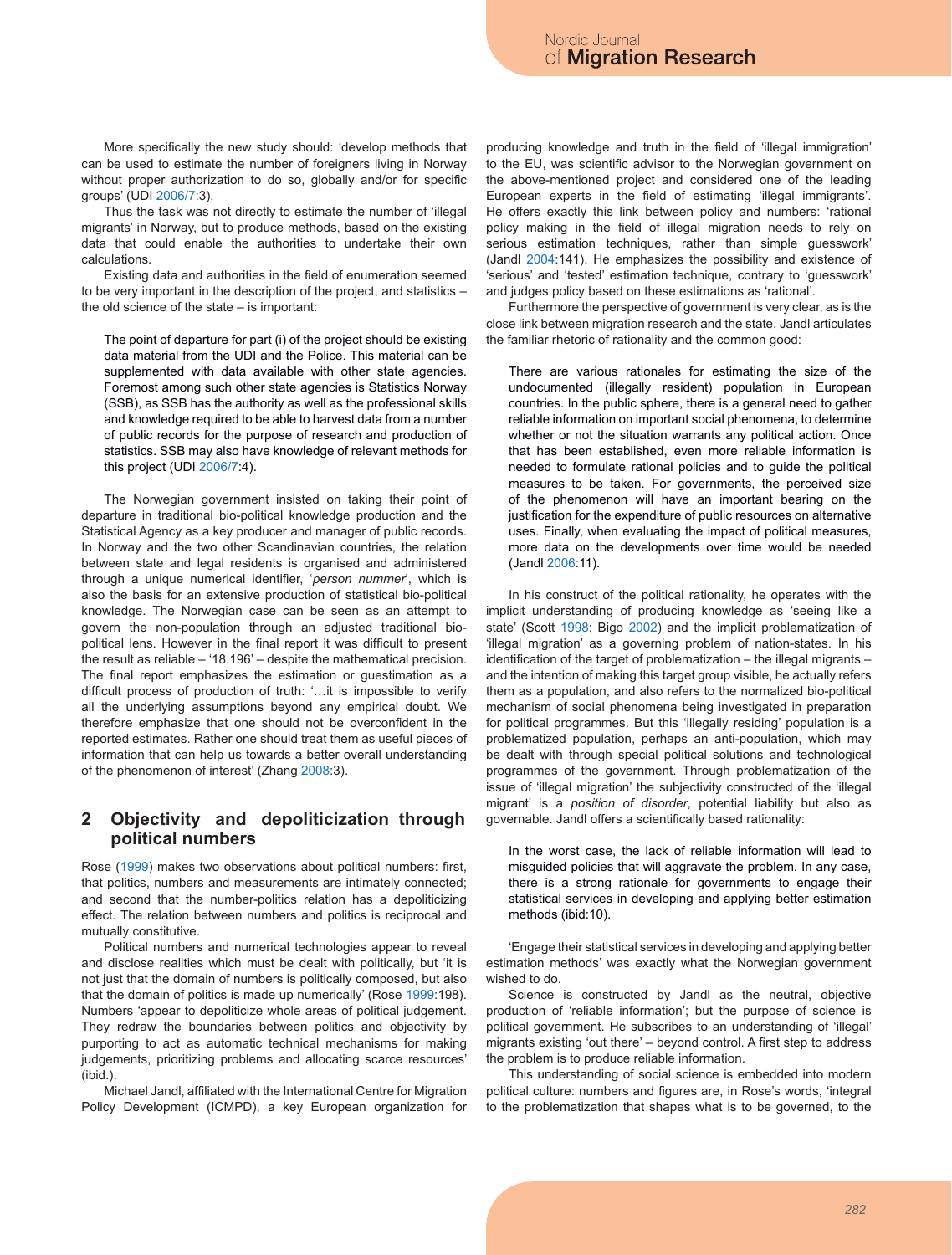More specifically the new study should: 'develop methods that can be used to estimate the number of foreigners living in Norway without proper authorization to do so, globally and/or for specific groups' (UDI 2006/7:3).

Thus the task was not directly to estimate the number of 'illegal migrants' in Norway, but to produce methods, based on the existing data that could enable the authorities to undertake their own calculations.

Existing data and authorities in the field of enumeration seemed to be very important in the description of the project, and statistics – the old science of the state – is important:

> The point of departure for part (i) of the project should be existing data material from the UDI and the Police. This material can be supplemented with data available with other state agencies. Foremost among such other state agencies is Statistics Norway (SSB), as SSB has the authority as well as the professional skills and knowledge required to be able to harvest data from a number of public records for the purpose of research and production of statistics. SSB may also have knowledge of relevant methods for this project (UDI 2006/7:4).

The Norwegian government insisted on taking their point of departure in traditional bio-political knowledge production and the Statistical Agency as a key producer and manager of public records. In Norway and the two other Scandinavian countries, the relation between state and legal residents is organised and administered through a unique numerical identifier, '*person nummer*', which is also the basis for an extensive production of statistical bio-political knowledge. The Norwegian case can be seen as an attempt to govern the non-population through an adjusted traditional bio-political lens. However in the final report it was difficult to present the result as reliable – '18.196' – despite the mathematical precision. The final report emphasizes the estimation or guestimation as a difficult process of production of truth: '…it is impossible to verify all the underlying assumptions beyond any empirical doubt. We therefore emphasize that one should not be overconfident in the reported estimates. Rather one should treat them as useful pieces of information that can help us towards a better overall understanding of the phenomenon of interest' (Zhang 2008:3).

## 2 Objectivity and depoliticization through political numbers

Rose (1999) makes two observations about political numbers: first, that politics, numbers and measurements are intimately connected; and second that the number-politics relation has a depoliticizing effect. The relation between numbers and politics is reciprocal and mutually constitutive.

Political numbers and numerical technologies appear to reveal and disclose realities which must be dealt with politically, but 'it is not just that the domain of numbers is politically composed, but also that the domain of politics is made up numerically' (Rose 1999:198). Numbers 'appear to depoliticize whole areas of political judgement. They redraw the boundaries between politics and objectivity by purporting to act as automatic technical mechanisms for making judgements, prioritizing problems and allocating scarce resources' (ibid.).

Michael Jandl, affiliated with the International Centre for Migration Policy Development (ICMPD), a key European organization for producing knowledge and truth in the field of 'illegal immigration' to the EU, was scientific advisor to the Norwegian government on the above-mentioned project and considered one of the leading European experts in the field of estimating 'illegal immigrants'. He offers exactly this link between policy and numbers: 'rational policy making in the field of illegal migration needs to rely on serious estimation techniques, rather than simple guesswork' (Jandl 2004:141). He emphasizes the possibility and existence of 'serious' and 'tested' estimation technique, contrary to 'guesswork' and judges policy based on these estimations as 'rational'.

Furthermore the perspective of government is very clear, as is the close link between migration research and the state. Jandl articulates the familiar rhetoric of rationality and the common good:

> There are various rationales for estimating the size of the undocumented (illegally resident) population in European countries. In the public sphere, there is a general need to gather reliable information on important social phenomena, to determine whether or not the situation warrants any political action. Once that has been established, even more reliable information is needed to formulate rational policies and to guide the political measures to be taken. For governments, the perceived size of the phenomenon will have an important bearing on the justification for the expenditure of public resources on alternative uses. Finally, when evaluating the impact of political measures, more data on the developments over time would be needed (Jandl 2006:11).

In his construct of the political rationality, he operates with the implicit understanding of producing knowledge as 'seeing like a state' (Scott 1998; Bigo 2002) and the implicit problematization of 'illegal migration' as a governing problem of nation-states. In his identification of the target of problematization – the illegal migrants – and the intention of making this target group visible, he actually refers them as a population, and also refers to the normalized bio-political mechanism of social phenomena being investigated in preparation for political programmes. But this 'illegally residing' population is a problematized population, perhaps an anti-population, which may be dealt with through special political solutions and technological programmes of the government. Through problematization of the issue of 'illegal migration' the subjectivity constructed of the 'illegal migrant' is a *position of disorder*, potential liability but also as governable. Jandl offers a scientifically based rationality:

> In the worst case, the lack of reliable information will lead to misguided policies that will aggravate the problem. In any case, there is a strong rationale for governments to engage their statistical services in developing and applying better estimation methods (ibid:10).

'Engage their statistical services in developing and applying better estimation methods' was exactly what the Norwegian government wished to do.

Science is constructed by Jandl as the neutral, objective production of 'reliable information'; but the purpose of science is political government. He subscribes to an understanding of 'illegal' migrants existing 'out there' – beyond control. A first step to address the problem is to produce reliable information.

This understanding of social science is embedded into modern political culture: numbers and figures are, in Rose's words, 'integral to the problematization that shapes what is to be governed, to the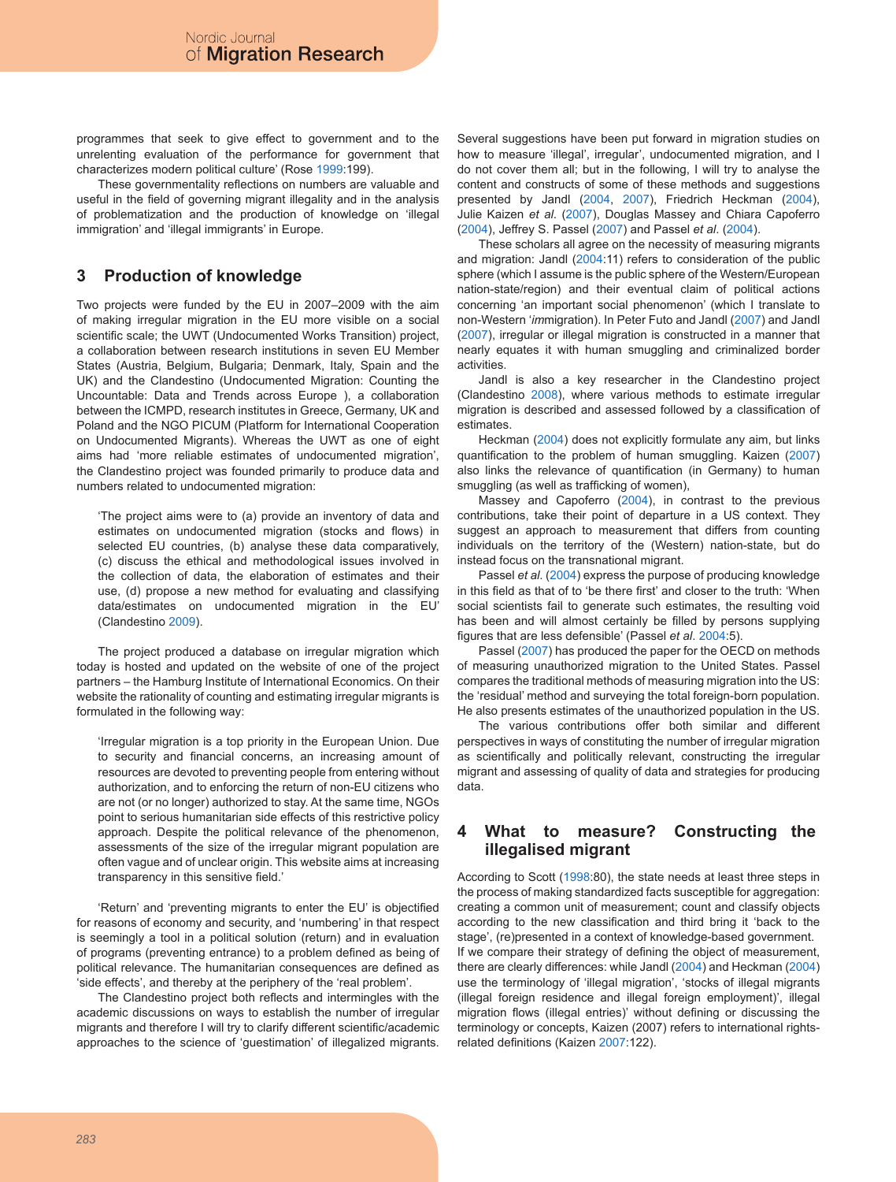programmes that seek to give effect to government and to the unrelenting evaluation of the performance for government that characterizes modern political culture' (Rose 1999:199).

These governmentality reflections on numbers are valuable and useful in the field of governing migrant illegality and in the analysis of problematization and the production of knowledge on 'illegal immigration' and 'illegal immigrants' in Europe.

## 3 Production of knowledge

Two projects were funded by the EU in 2007–2009 with the aim of making irregular migration in the EU more visible on a social scientific scale; the UWT (Undocumented Works Transition) project, a collaboration between research institutions in seven EU Member States (Austria, Belgium, Bulgaria; Denmark, Italy, Spain and the UK) and the Clandestino (Undocumented Migration: Counting the Uncountable: Data and Trends across Europe ), a collaboration between the ICMPD, research institutes in Greece, Germany, UK and Poland and the NGO PICUM (Platform for International Cooperation on Undocumented Migrants). Whereas the UWT as one of eight aims had 'more reliable estimates of undocumented migration', the Clandestino project was founded primarily to produce data and numbers related to undocumented migration:

> 'The project aims were to (a) provide an inventory of data and estimates on undocumented migration (stocks and flows) in selected EU countries, (b) analyse these data comparatively, (c) discuss the ethical and methodological issues involved in the collection of data, the elaboration of estimates and their use, (d) propose a new method for evaluating and classifying data/estimates on undocumented migration in the EU' (Clandestino 2009).

The project produced a database on irregular migration which today is hosted and updated on the website of one of the project partners – the Hamburg Institute of International Economics. On their website the rationality of counting and estimating irregular migrants is formulated in the following way:

> 'Irregular migration is a top priority in the European Union. Due to security and financial concerns, an increasing amount of resources are devoted to preventing people from entering without authorization, and to enforcing the return of non-EU citizens who are not (or no longer) authorized to stay. At the same time, NGOs point to serious humanitarian side effects of this restrictive policy approach. Despite the political relevance of the phenomenon, assessments of the size of the irregular migrant population are often vague and of unclear origin. This website aims at increasing transparency in this sensitive field.'

'Return' and 'preventing migrants to enter the EU' is objectified for reasons of economy and security, and 'numbering' in that respect is seemingly a tool in a political solution (return) and in evaluation of programs (preventing entrance) to a problem defined as being of political relevance. The humanitarian consequences are defined as 'side effects', and thereby at the periphery of the 'real problem'.

The Clandestino project both reflects and intermingles with the academic discussions on ways to establish the number of irregular migrants and therefore I will try to clarify different scientific/academic approaches to the science of 'guestimation' of illegalized migrants.

Several suggestions have been put forward in migration studies on how to measure 'illegal', irregular', undocumented migration, and I do not cover them all; but in the following, I will try to analyse the content and constructs of some of these methods and suggestions presented by Jandl (2004, 2007), Friedrich Heckman (2004), Julie Kaizen *et al*. (2007), Douglas Massey and Chiara Capoferro (2004), Jeffrey S. Passel (2007) and Passel *et al*. (2004).

These scholars all agree on the necessity of measuring migrants and migration: Jandl (2004:11) refers to consideration of the public sphere (which I assume is the public sphere of the Western/European nation-state/region) and their eventual claim of political actions concerning 'an important social phenomenon' (which I translate to non-Western '*im*migration). In Peter Futo and Jandl (2007) and Jandl (2007), irregular or illegal migration is constructed in a manner that nearly equates it with human smuggling and criminalized border activities.

Jandl is also a key researcher in the Clandestino project (Clandestino 2008), where various methods to estimate irregular migration is described and assessed followed by a classification of estimates.

Heckman (2004) does not explicitly formulate any aim, but links quantification to the problem of human smuggling. Kaizen (2007) also links the relevance of quantification (in Germany) to human smuggling (as well as trafficking of women),

Massey and Capoferro (2004), in contrast to the previous contributions, take their point of departure in a US context. They suggest an approach to measurement that differs from counting individuals on the territory of the (Western) nation-state, but do instead focus on the transnational migrant.

Passel *et al*. (2004) express the purpose of producing knowledge in this field as that of to 'be there first' and closer to the truth: 'When social scientists fail to generate such estimates, the resulting void has been and will almost certainly be filled by persons supplying figures that are less defensible' (Passel *et al*. 2004:5).

Passel (2007) has produced the paper for the OECD on methods of measuring unauthorized migration to the United States. Passel compares the traditional methods of measuring migration into the US: the 'residual' method and surveying the total foreign-born population. He also presents estimates of the unauthorized population in the US.

The various contributions offer both similar and different perspectives in ways of constituting the number of irregular migration as scientifically and politically relevant, constructing the irregular migrant and assessing of quality of data and strategies for producing data.

## 4 What to measure? Constructing the illegalised migrant

According to Scott (1998:80), the state needs at least three steps in the process of making standardized facts susceptible for aggregation: creating a common unit of measurement; count and classify objects according to the new classification and third bring it 'back to the stage', (re)presented in a context of knowledge-based government. If we compare their strategy of defining the object of measurement, there are clearly differences: while Jandl (2004) and Heckman (2004) use the terminology of 'illegal migration', 'stocks of illegal migrants (illegal foreign residence and illegal foreign employment)', illegal migration flows (illegal entries)' without defining or discussing the terminology or concepts, Kaizen (2007) refers to international rights-related definitions (Kaizen 2007:122).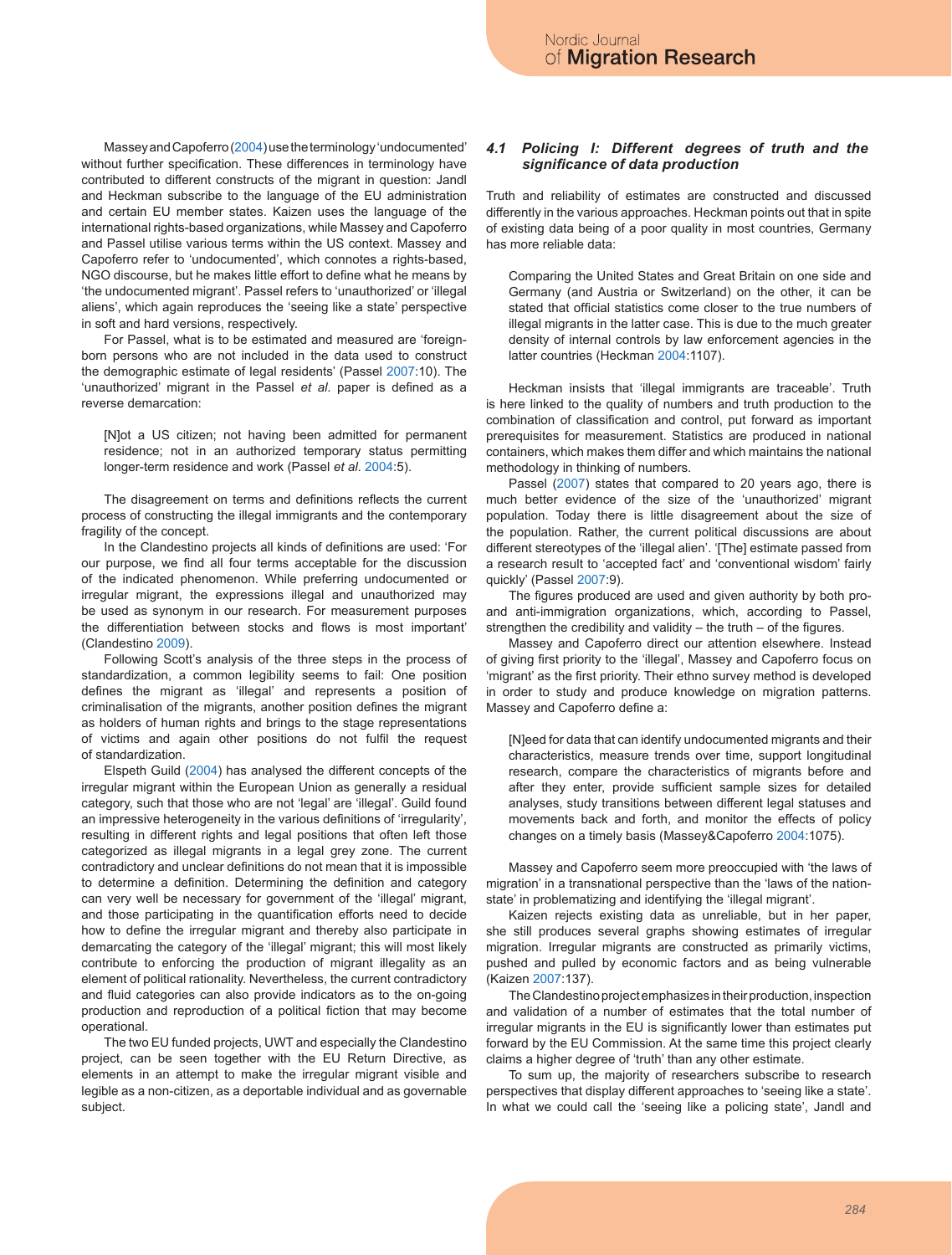Massey and Capoferro (2004) use the terminology 'undocumented' without further specification. These differences in terminology have contributed to different constructs of the migrant in question: Jandl and Heckman subscribe to the language of the EU administration and certain EU member states. Kaizen uses the language of the international rights-based organizations, while Massey and Capoferro and Passel utilise various terms within the US context. Massey and Capoferro refer to 'undocumented', which connotes a rights-based, NGO discourse, but he makes little effort to define what he means by 'the undocumented migrant'. Passel refers to 'unauthorized' or 'illegal aliens', which again reproduces the 'seeing like a state' perspective in soft and hard versions, respectively.

For Passel, what is to be estimated and measured are 'foreign-born persons who are not included in the data used to construct the demographic estimate of legal residents' (Passel 2007:10). The 'unauthorized' migrant in the Passel *et al.* paper is defined as a reverse demarcation:

> [N]ot a US citizen; not having been admitted for permanent residence; not in an authorized temporary status permitting longer-term residence and work (Passel *et al*. 2004:5).

The disagreement on terms and definitions reflects the current process of constructing the illegal immigrants and the contemporary fragility of the concept.

In the Clandestino projects all kinds of definitions are used: 'For our purpose, we find all four terms acceptable for the discussion of the indicated phenomenon. While preferring undocumented or irregular migrant, the expressions illegal and unauthorized may be used as synonym in our research. For measurement purposes the differentiation between stocks and flows is most important' (Clandestino 2009).

Following Scott's analysis of the three steps in the process of standardization, a common legibility seems to fail: One position defines the migrant as 'illegal' and represents a position of criminalisation of the migrants, another position defines the migrant as holders of human rights and brings to the stage representations of victims and again other positions do not fulfil the request of standardization.

Elspeth Guild (2004) has analysed the different concepts of the irregular migrant within the European Union as generally a residual category, such that those who are not 'legal' are 'illegal'. Guild found an impressive heterogeneity in the various definitions of 'irregularity', resulting in different rights and legal positions that often left those categorized as illegal migrants in a legal grey zone. The current contradictory and unclear definitions do not mean that it is impossible to determine a definition. Determining the definition and category can very well be necessary for government of the 'illegal' migrant, and those participating in the quantification efforts need to decide how to define the irregular migrant and thereby also participate in demarcating the category of the 'illegal' migrant; this will most likely contribute to enforcing the production of migrant illegality as an element of political rationality. Nevertheless, the current contradictory and fluid categories can also provide indicators as to the on-going production and reproduction of a political fiction that may become operational.

The two EU funded projects, UWT and especially the Clandestino project, can be seen together with the EU Return Directive, as elements in an attempt to make the irregular migrant visible and legible as a non-citizen, as a deportable individual and as governable subject.

### *4.1 Policing I: Different degrees of truth and the significance of data production*

Truth and reliability of estimates are constructed and discussed differently in the various approaches. Heckman points out that in spite of existing data being of a poor quality in most countries, Germany has more reliable data:

> Comparing the United States and Great Britain on one side and Germany (and Austria or Switzerland) on the other, it can be stated that official statistics come closer to the true numbers of illegal migrants in the latter case. This is due to the much greater density of internal controls by law enforcement agencies in the latter countries (Heckman 2004:1107).

Heckman insists that 'illegal immigrants are traceable'. Truth is here linked to the quality of numbers and truth production to the combination of classification and control, put forward as important prerequisites for measurement. Statistics are produced in national containers, which makes them differ and which maintains the national methodology in thinking of numbers.

Passel (2007) states that compared to 20 years ago, there is much better evidence of the size of the 'unauthorized' migrant population. Today there is little disagreement about the size of the population. Rather, the current political discussions are about different stereotypes of the 'illegal alien'. '[The] estimate passed from a research result to 'accepted fact' and 'conventional wisdom' fairly quickly' (Passel 2007:9).

The figures produced are used and given authority by both pro- and anti-immigration organizations, which, according to Passel, strengthen the credibility and validity – the truth – of the figures.

Massey and Capoferro direct our attention elsewhere. Instead of giving first priority to the 'illegal', Massey and Capoferro focus on 'migrant' as the first priority. Their ethno survey method is developed in order to study and produce knowledge on migration patterns. Massey and Capoferro define a:

> [N]eed for data that can identify undocumented migrants and their characteristics, measure trends over time, support longitudinal research, compare the characteristics of migrants before and after they enter, provide sufficient sample sizes for detailed analyses, study transitions between different legal statuses and movements back and forth, and monitor the effects of policy changes on a timely basis (Massey&Capoferro 2004:1075).

Massey and Capoferro seem more preoccupied with 'the laws of migration' in a transnational perspective than the 'laws of the nation-state' in problematizing and identifying the 'illegal migrant'.

Kaizen rejects existing data as unreliable, but in her paper, she still produces several graphs showing estimates of irregular migration. Irregular migrants are constructed as primarily victims, pushed and pulled by economic factors and as being vulnerable (Kaizen 2007:137).

The Clandestino project emphasizes in their production, inspection and validation of a number of estimates that the total number of irregular migrants in the EU is significantly lower than estimates put forward by the EU Commission. At the same time this project clearly claims a higher degree of 'truth' than any other estimate.

To sum up, the majority of researchers subscribe to research perspectives that display different approaches to 'seeing like a state'. In what we could call the 'seeing like a policing state', Jandl and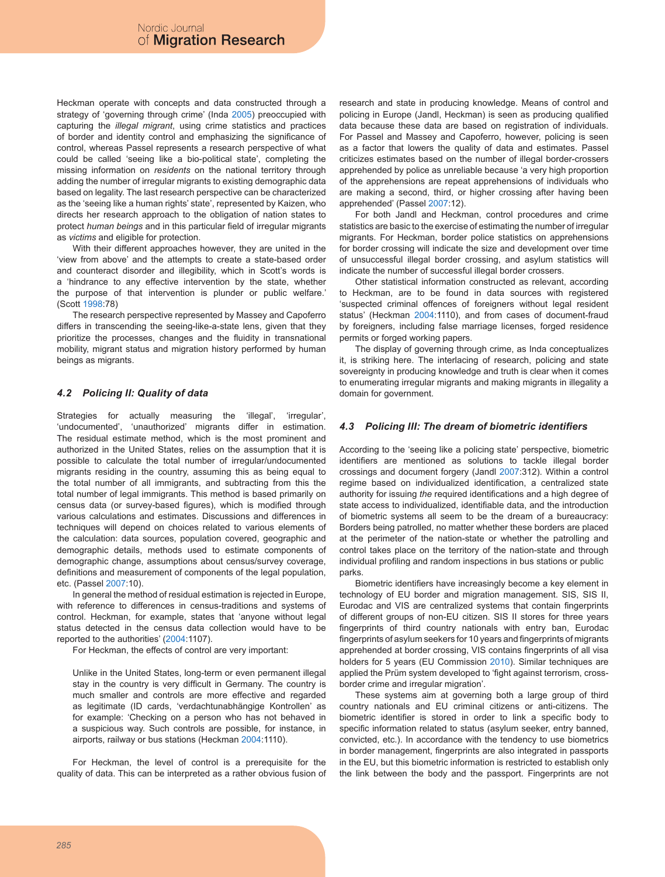Heckman operate with concepts and data constructed through a strategy of 'governing through crime' (Inda 2005) preoccupied with capturing the *illegal migrant*, using crime statistics and practices of border and identity control and emphasizing the significance of control, whereas Passel represents a research perspective of what could be called 'seeing like a bio-political state', completing the missing information on *residents* on the national territory through adding the number of irregular migrants to existing demographic data based on legality. The last research perspective can be characterized as the 'seeing like a human rights' state', represented by Kaizen, who directs her research approach to the obligation of nation states to protect *human beings* and in this particular field of irregular migrants as *victims* and eligible for protection.

With their different approaches however, they are united in the 'view from above' and the attempts to create a state-based order and counteract disorder and illegibility, which in Scott's words is a 'hindrance to any effective intervention by the state, whether the purpose of that intervention is plunder or public welfare.' (Scott 1998:78)

The research perspective represented by Massey and Capoferro differs in transcending the seeing-like-a-state lens, given that they prioritize the processes, changes and the fluidity in transnational mobility, migrant status and migration history performed by human beings as migrants.

### 4.2 Policing II: Quality of data

Strategies for actually measuring the 'illegal', 'irregular', 'undocumented', 'unauthorized' migrants differ in estimation. The residual estimate method, which is the most prominent and authorized in the United States, relies on the assumption that it is possible to calculate the total number of irregular/undocumented migrants residing in the country, assuming this as being equal to the total number of all immigrants, and subtracting from this the total number of legal immigrants. This method is based primarily on census data (or survey-based figures), which is modified through various calculations and estimates. Discussions and differences in techniques will depend on choices related to various elements of the calculation: data sources, population covered, geographic and demographic details, methods used to estimate components of demographic change, assumptions about census/survey coverage, definitions and measurement of components of the legal population, etc. (Passel 2007:10).

In general the method of residual estimation is rejected in Europe, with reference to differences in census-traditions and systems of control. Heckman, for example, states that 'anyone without legal status detected in the census data collection would have to be reported to the authorities' (2004:1107).

For Heckman, the effects of control are very important:

> Unlike in the United States, long-term or even permanent illegal stay in the country is very difficult in Germany. The country is much smaller and controls are more effective and regarded as legitimate (ID cards, 'verdachtunabhängige Kontrollen' as for example: 'Checking on a person who has not behaved in a suspicious way. Such controls are possible, for instance, in airports, railway or bus stations (Heckman 2004:1110).

For Heckman, the level of control is a prerequisite for the quality of data. This can be interpreted as a rather obvious fusion of research and state in producing knowledge. Means of control and policing in Europe (Jandl, Heckman) is seen as producing qualified data because these data are based on registration of individuals. For Passel and Massey and Capoferro, however, policing is seen as a factor that lowers the quality of data and estimates. Passel criticizes estimates based on the number of illegal border-crossers apprehended by police as unreliable because 'a very high proportion of the apprehensions are repeat apprehensions of individuals who are making a second, third, or higher crossing after having been apprehended' (Passel 2007:12).

For both Jandl and Heckman, control procedures and crime statistics are basic to the exercise of estimating the number of irregular migrants. For Heckman, border police statistics on apprehensions for border crossing will indicate the size and development over time of unsuccessful illegal border crossing, and asylum statistics will indicate the number of successful illegal border crossers.

Other statistical information constructed as relevant, according to Heckman, are to be found in data sources with registered 'suspected criminal offences of foreigners without legal resident status' (Heckman 2004:1110), and from cases of document-fraud by foreigners, including false marriage licenses, forged residence permits or forged working papers.

The display of governing through crime, as Inda conceptualizes it, is striking here. The interlacing of research, policing and state sovereignty in producing knowledge and truth is clear when it comes to enumerating irregular migrants and making migrants in illegality a domain for government.

### 4.3 Policing III: The dream of biometric identifiers

According to the 'seeing like a policing state' perspective, biometric identifiers are mentioned as solutions to tackle illegal border crossings and document forgery (Jandl 2007:312). Within a control regime based on individualized identification, a centralized state authority for issuing *the* required identifications and a high degree of state access to individualized, identifiable data, and the introduction of biometric systems all seem to be the dream of a bureaucracy: Borders being patrolled, no matter whether these borders are placed at the perimeter of the nation-state or whether the patrolling and control takes place on the territory of the nation-state and through individual profiling and random inspections in bus stations or public parks.

Biometric identifiers have increasingly become a key element in technology of EU border and migration management. SIS, SIS II, Eurodac and VIS are centralized systems that contain fingerprints of different groups of non-EU citizen. SIS II stores for three years fingerprints of third country nationals with entry ban, Eurodac fingerprints of asylum seekers for 10 years and fingerprints of migrants apprehended at border crossing, VIS contains fingerprints of all visa holders for 5 years (EU Commission 2010). Similar techniques are applied the Prüm system developed to 'fight against terrorism, cross-border crime and irregular migration'.

These systems aim at governing both a large group of third country nationals and EU criminal citizens or anti-citizens. The biometric identifier is stored in order to link a specific body to specific information related to status (asylum seeker, entry banned, convicted, etc.). In accordance with the tendency to use biometrics in border management, fingerprints are also integrated in passports in the EU, but this biometric information is restricted to establish only the link between the body and the passport. Fingerprints are not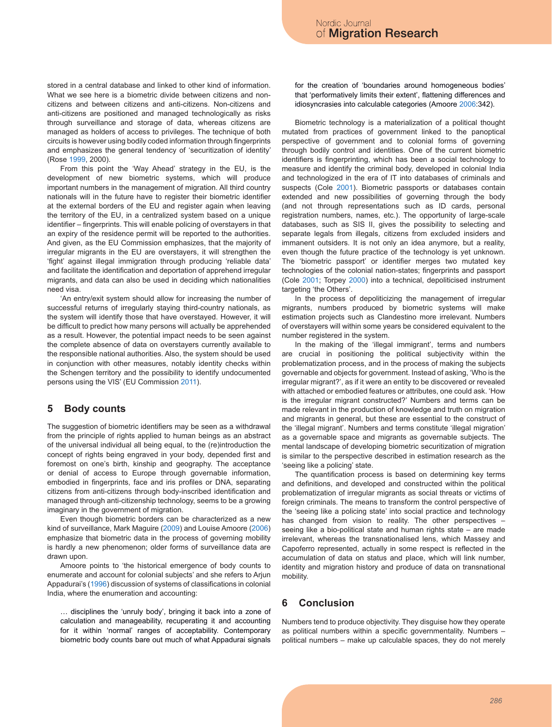stored in a central database and linked to other kind of information. What we see here is a biometric divide between citizens and non-citizens and between citizens and anti-citizens. Non-citizens and anti-citizens are positioned and managed technologically as risks through surveillance and storage of data, whereas citizens are managed as holders of access to privileges. The technique of both circuits is however using bodily coded information through fingerprints and emphasizes the general tendency of 'securitization of identity' (Rose 1999, 2000).

From this point the 'Way Ahead' strategy in the EU, is the development of new biometric systems, which will produce important numbers in the management of migration. All third country nationals will in the future have to register their biometric identifier at the external borders of the EU and register again when leaving the territory of the EU, in a centralized system based on a unique identifier – fingerprints. This will enable policing of overstayers in that an expiry of the residence permit will be reported to the authorities. And given, as the EU Commission emphasizes, that the majority of irregular migrants in the EU are overstayers, it will strengthen the 'fight' against illegal immigration through producing 'reliable data' and facilitate the identification and deportation of apprehend irregular migrants, and data can also be used in deciding which nationalities need visa.

'An entry/exit system should allow for increasing the number of successful returns of irregularly staying third-country nationals, as the system will identify those that have overstayed. However, it will be difficult to predict how many persons will actually be apprehended as a result. However, the potential impact needs to be seen against the complete absence of data on overstayers currently available to the responsible national authorities. Also, the system should be used in conjunction with other measures, notably identity checks within the Schengen territory and the possibility to identify undocumented persons using the VIS' (EU Commission 2011).

## 5 Body counts

The suggestion of biometric identifiers may be seen as a withdrawal from the principle of rights applied to human beings as an abstract of the universal individual all being equal, to the (re)introduction the concept of rights being engraved in your body, depended first and foremost on one's birth, kinship and geography. The acceptance or denial of access to Europe through governable information, embodied in fingerprints, face and iris profiles or DNA, separating citizens from anti-citizens through body-inscribed identification and managed through anti-citizenship technology, seems to be a growing imaginary in the government of migration.

Even though biometric borders can be characterized as a new kind of surveillance, Mark Maguire (2009) and Louise Amoore (2006) emphasize that biometric data in the process of governing mobility is hardly a new phenomenon; older forms of surveillance data are drawn upon.

Amoore points to 'the historical emergence of body counts to enumerate and account for colonial subjects' and she refers to Arjun Appadurai's (1996) discussion of systems of classifications in colonial India, where the enumeration and accounting:

> … disciplines the 'unruly body', bringing it back into a zone of calculation and manageability, recuperating it and accounting for it within 'normal' ranges of acceptability. Contemporary biometric body counts bare out much of what Appadurai signals for the creation of 'boundaries around homogeneous bodies' that 'performatively limits their extent', flattening differences and idiosyncrasies into calculable categories (Amoore 2006:342).

Biometric technology is a materialization of a political thought mutated from practices of government linked to the panoptical perspective of government and to colonial forms of governing through bodily control and identities. One of the current biometric identifiers is fingerprinting, which has been a social technology to measure and identify the criminal body, developed in colonial India and technologized in the era of IT into databases of criminals and suspects (Cole 2001). Biometric passports or databases contain extended and new possibilities of governing through the body (and not through representations such as ID cards, personal registration numbers, names, etc.). The opportunity of large-scale databases, such as SIS II, gives the possibility to selecting and separate legals from illegals, citizens from excluded insiders and immanent outsiders. It is not only an idea anymore, but a reality, even though the future practice of the technology is yet unknown. The 'biometric passport' or identifier merges two mutated key technologies of the colonial nation-states; fingerprints and passport (Cole 2001; Torpey 2000) into a technical, depoliticised instrument targeting 'the Others'.

In the process of depoliticizing the management of irregular migrants, numbers produced by biometric systems will make estimation projects such as Clandestino more irrelevant. Numbers of overstayers will within some years be considered equivalent to the number registered in the system.

In the making of the 'illegal immigrant', terms and numbers are crucial in positioning the political subjectivity within the problematization process, and in the process of making the subjects governable and objects for government. Instead of asking, 'Who is the irregular migrant?', as if it were an entity to be discovered or revealed with attached or embodied features or attributes, one could ask. 'How is the irregular migrant constructed?' Numbers and terms can be made relevant in the production of knowledge and truth on migration and migrants in general, but these are essential to the construct of the 'illegal migrant'. Numbers and terms constitute 'illegal migration' as a governable space and migrants as governable subjects. The mental landscape of developing biometric securitization of migration is similar to the perspective described in estimation research as the 'seeing like a policing' state.

The quantification process is based on determining key terms and definitions, and developed and constructed within the political problematization of irregular migrants as social threats or victims of foreign criminals. The means to transform the control perspective of the 'seeing like a policing state' into social practice and technology has changed from vision to reality. The other perspectives – seeing like a bio-political state and human rights state – are made irrelevant, whereas the transnationalised lens, which Massey and Capoferro represented, actually in some respect is reflected in the accumulation of data on status and place, which will link number, identity and migration history and produce of data on transnational mobility.

## 6 Conclusion

Numbers tend to produce objectivity. They disguise how they operate as political numbers within a specific governmentality. Numbers – political numbers – make up calculable spaces, they do not merely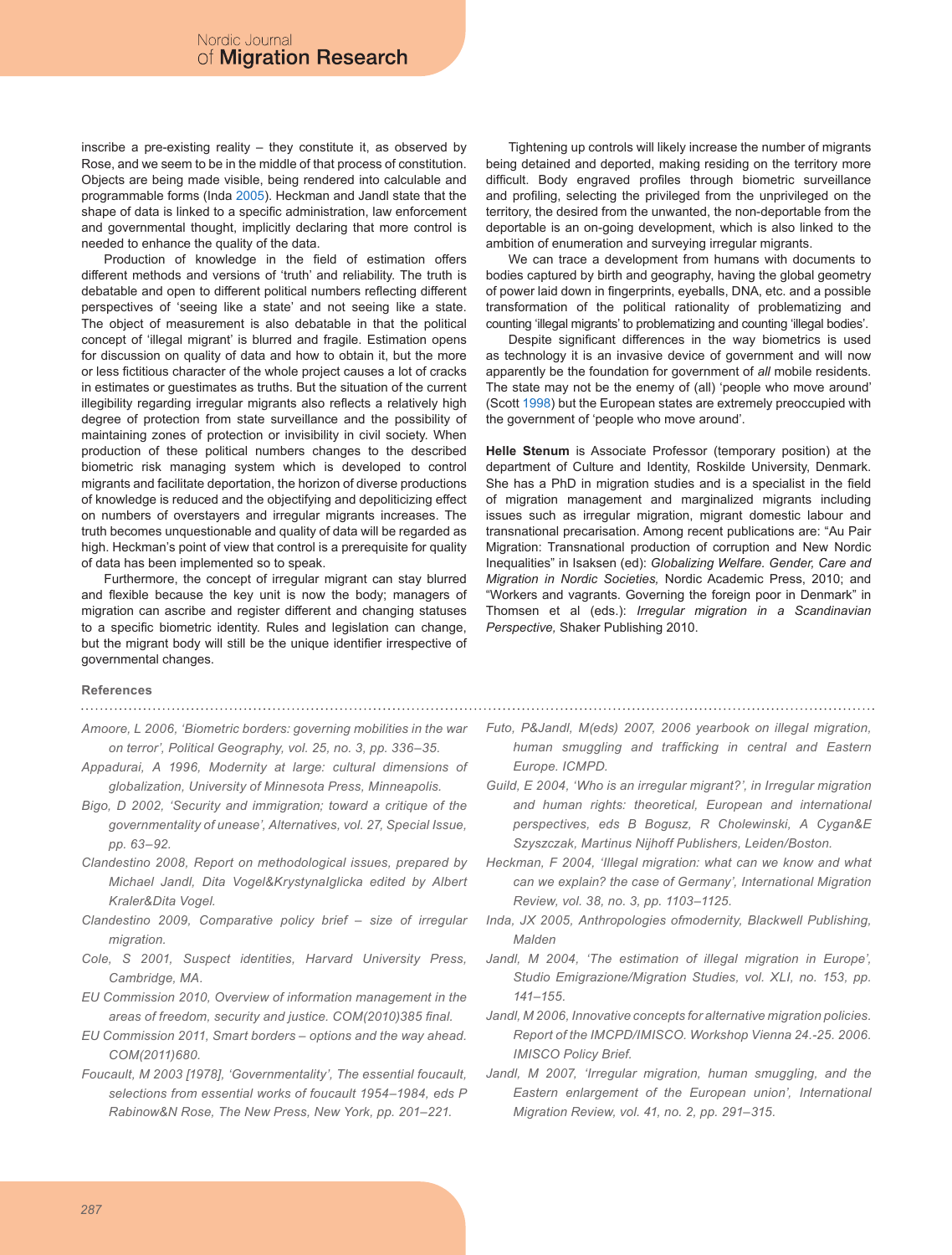inscribe a pre-existing reality – they constitute it, as observed by Rose, and we seem to be in the middle of that process of constitution. Objects are being made visible, being rendered into calculable and programmable forms (Inda 2005). Heckman and Jandl state that the shape of data is linked to a specific administration, law enforcement and governmental thought, implicitly declaring that more control is needed to enhance the quality of the data.

Production of knowledge in the field of estimation offers different methods and versions of 'truth' and reliability. The truth is debatable and open to different political numbers reflecting different perspectives of 'seeing like a state' and not seeing like a state. The object of measurement is also debatable in that the political concept of 'illegal migrant' is blurred and fragile. Estimation opens for discussion on quality of data and how to obtain it, but the more or less fictitious character of the whole project causes a lot of cracks in estimates or guestimates as truths. But the situation of the current illegibility regarding irregular migrants also reflects a relatively high degree of protection from state surveillance and the possibility of maintaining zones of protection or invisibility in civil society. When production of these political numbers changes to the described biometric risk managing system which is developed to control migrants and facilitate deportation, the horizon of diverse productions of knowledge is reduced and the objectifying and depoliticizing effect on numbers of overstayers and irregular migrants increases. The truth becomes unquestionable and quality of data will be regarded as high. Heckman's point of view that control is a prerequisite for quality of data has been implemented so to speak.

Furthermore, the concept of irregular migrant can stay blurred and flexible because the key unit is now the body; managers of migration can ascribe and register different and changing statuses to a specific biometric identity. Rules and legislation can change, but the migrant body will still be the unique identifier irrespective of governmental changes.

Tightening up controls will likely increase the number of migrants being detained and deported, making residing on the territory more difficult. Body engraved profiles through biometric surveillance and profiling, selecting the privileged from the unprivileged on the territory, the desired from the unwanted, the non-deportable from the deportable is an on-going development, which is also linked to the ambition of enumeration and surveying irregular migrants.

We can trace a development from humans with documents to bodies captured by birth and geography, having the global geometry of power laid down in fingerprints, eyeballs, DNA, etc. and a possible transformation of the political rationality of problematizing and counting 'illegal migrants' to problematizing and counting 'illegal bodies'.

Despite significant differences in the way biometrics is used as technology it is an invasive device of government and will now apparently be the foundation for government of *all* mobile residents. The state may not be the enemy of (all) 'people who move around' (Scott 1998) but the European states are extremely preoccupied with the government of 'people who move around'.

**Helle Stenum** is Associate Professor (temporary position) at the department of Culture and Identity, Roskilde University, Denmark. She has a PhD in migration studies and is a specialist in the field of migration management and marginalized migrants including issues such as irregular migration, migrant domestic labour and transnational precarisation. Among recent publications are: "Au Pair Migration: Transnational production of corruption and New Nordic Inequalities" in Isaksen (ed): *Globalizing Welfare. Gender, Care and Migration in Nordic Societies,* Nordic Academic Press, 2010; and "Workers and vagrants. Governing the foreign poor in Denmark" in Thomsen et al (eds.): *Irregular migration in a Scandinavian Perspective,* Shaker Publishing 2010.

## References

*Amoore, L 2006, 'Biometric borders: governing mobilities in the war on terror', Political Geography, vol. 25, no. 3, pp. 336–35.*

*Appadurai, A 1996, Modernity at large: cultural dimensions of globalization, University of Minnesota Press, Minneapolis.*

*Bigo, D 2002, 'Security and immigration; toward a critique of the governmentality of unease', Alternatives, vol. 27, Special Issue, pp. 63–92.*

*Clandestino 2008, Report on methodological issues, prepared by Michael Jandl, Dita Vogel&KrystynaIglicka edited by Albert Kraler&Dita Vogel.*

*Clandestino 2009, Comparative policy brief – size of irregular migration.*

*Cole, S 2001, Suspect identities, Harvard University Press, Cambridge, MA.*

*EU Commission 2010, Overview of information management in the areas of freedom, security and justice. COM(2010)385 final.*

*EU Commission 2011, Smart borders – options and the way ahead. COM(2011)680.*

*Foucault, M 2003 [1978], 'Governmentality', The essential foucault, selections from essential works of foucault 1954–1984, eds P Rabinow&N Rose, The New Press, New York, pp. 201–221.*

*Futo, P&Jandl, M(eds) 2007, 2006 yearbook on illegal migration, human smuggling and trafficking in central and Eastern Europe. ICMPD.*

*Guild, E 2004, 'Who is an irregular migrant?', in Irregular migration and human rights: theoretical, European and international perspectives, eds B Bogusz, R Cholewinski, A Cygan&E Szyszczak, Martinus Nijhoff Publishers, Leiden/Boston.*

*Heckman, F 2004, 'Illegal migration: what can we know and what can we explain? the case of Germany', International Migration Review, vol. 38, no. 3, pp. 1103–1125.*

*Inda, JX 2005, Anthropologies ofmodernity, Blackwell Publishing, Malden*

*Jandl, M 2004, 'The estimation of illegal migration in Europe', Studio Emigrazione/Migration Studies, vol. XLI, no. 153, pp. 141–155.*

*Jandl, M 2006, Innovative concepts for alternative migration policies. Report of the IMCPD/IMISCO. Workshop Vienna 24.-25. 2006. IMISCO Policy Brief.*

*Jandl, M 2007, 'Irregular migration, human smuggling, and the Eastern enlargement of the European union', International Migration Review, vol. 41, no. 2, pp. 291–315.*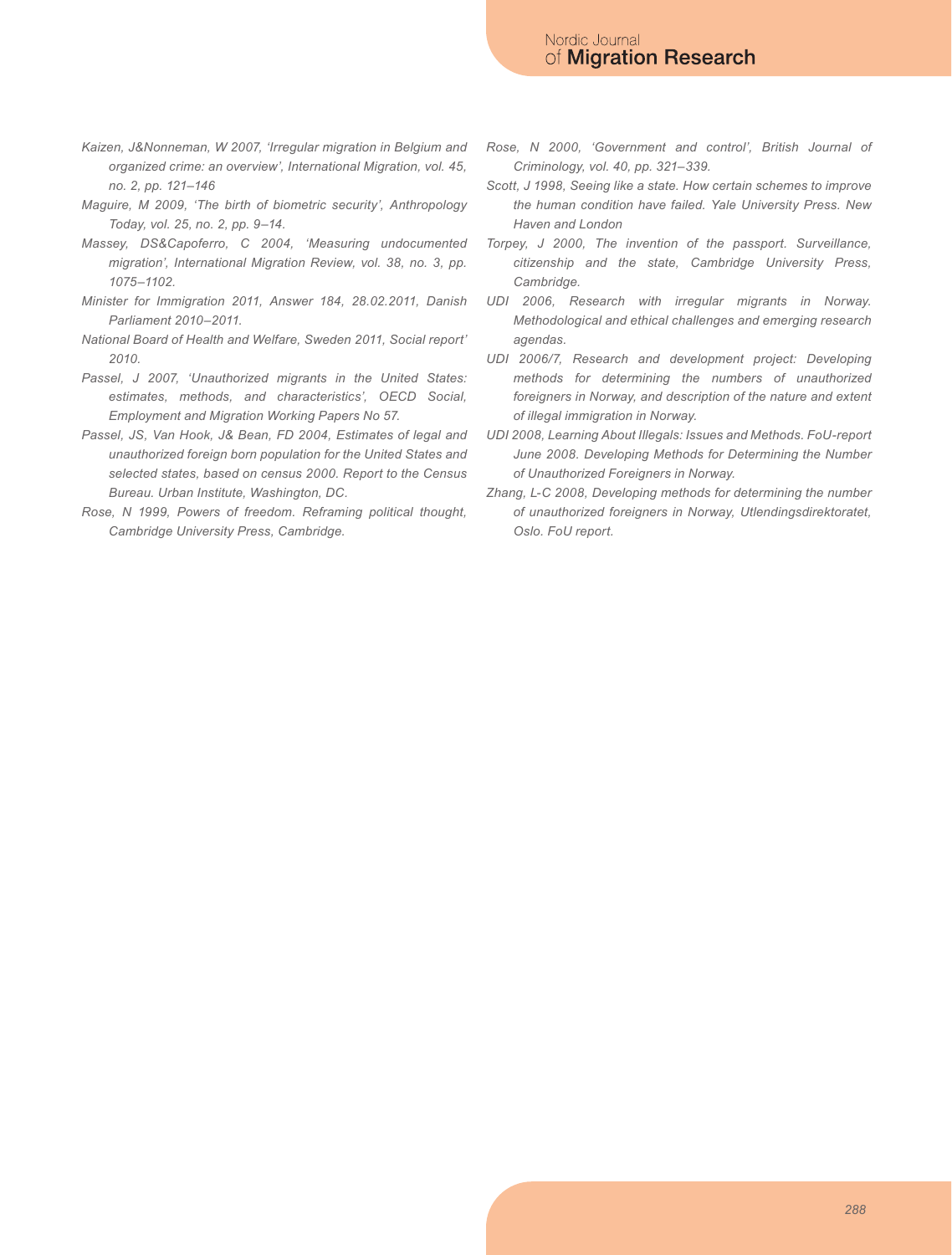*Kaizen, J&Nonneman, W 2007, 'Irregular migration in Belgium and organized crime: an overview', International Migration, vol. 45, no. 2, pp. 121–146*

*Maguire, M 2009, 'The birth of biometric security', Anthropology Today, vol. 25, no. 2, pp. 9–14.*

*Massey, DS&Capoferro, C 2004, 'Measuring undocumented migration', International Migration Review, vol. 38, no. 3, pp. 1075–1102.*

*Minister for Immigration 2011, Answer 184, 28.02.2011, Danish Parliament 2010–2011.*

*National Board of Health and Welfare, Sweden 2011, Social report' 2010.*

*Passel, J 2007, 'Unauthorized migrants in the United States: estimates, methods, and characteristics', OECD Social, Employment and Migration Working Papers No 57.*

*Passel, JS, Van Hook, J& Bean, FD 2004, Estimates of legal and unauthorized foreign born population for the United States and selected states, based on census 2000. Report to the Census Bureau. Urban Institute, Washington, DC.*

*Rose, N 1999, Powers of freedom. Reframing political thought, Cambridge University Press, Cambridge.*

*Rose, N 2000, 'Government and control', British Journal of Criminology, vol. 40, pp. 321–339.*

*Scott, J 1998, Seeing like a state. How certain schemes to improve the human condition have failed. Yale University Press. New Haven and London*

*Torpey, J 2000, The invention of the passport. Surveillance, citizenship and the state, Cambridge University Press, Cambridge.*

*UDI 2006, Research with irregular migrants in Norway. Methodological and ethical challenges and emerging research agendas.*

*UDI 2006/7, Research and development project: Developing methods for determining the numbers of unauthorized foreigners in Norway, and description of the nature and extent of illegal immigration in Norway.*

*UDI 2008, Learning About Illegals: Issues and Methods. FoU-report June 2008. Developing Methods for Determining the Number of Unauthorized Foreigners in Norway.*

*Zhang, L-C 2008, Developing methods for determining the number of unauthorized foreigners in Norway, Utlendingsdirektoratet, Oslo. FoU report.*